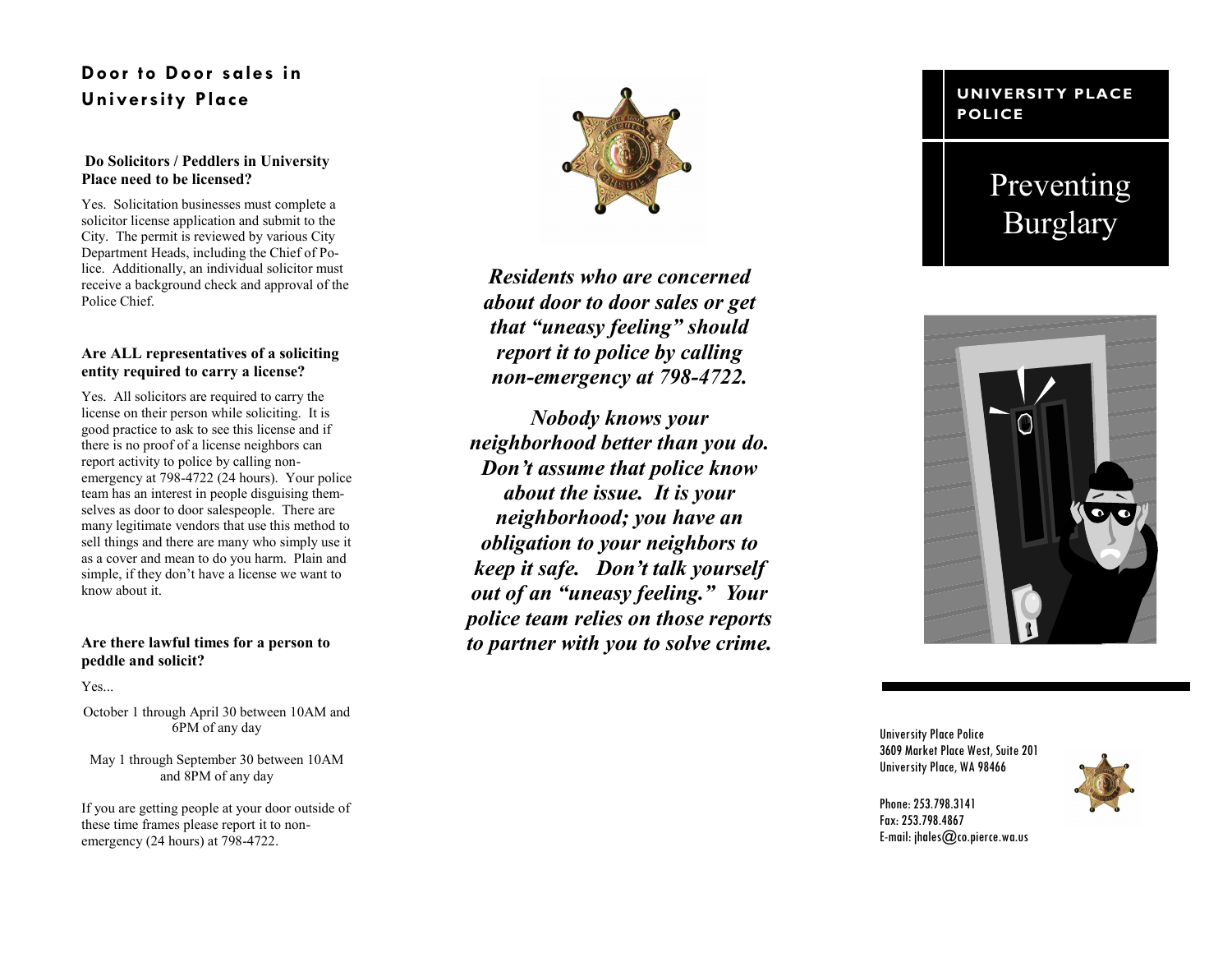## Door to Door sales in University Place

### Do Solicitors / Peddlers in University Place need to be licensed?

Yes. Solicitation businesses must complete a solicitor license application and submit to the City. The permit is reviewed by various City Department Heads, including the Chief of Police. Additionally, an individual solicitor must receive a background check and approval of the Police Chief.

### Are ALL representatives of a soliciting entity required to carry a license?

Yes. All solicitors are required to carry the license on their person while soliciting. It is good practice to ask to see this license and if there is no proof of a license neighbors can report activity to police by calling non-emergency at 798-4722 (24 hours). Your police team has an interest in people disguising themselves as door to door salespeople. There are many legitimate vendors that use this method to sell things and there are many who simply use it as a cover and mean to do you harm. Plain and simple, if they don't have a license we want to know about it.

### Are there lawful times for a person to peddle and solicit?

Yes...

October 1 through April 30 between 10AM and 6PM of any day

May 1 through September 30 between 10AM and 8PM of any day

If you are getting people at your door outside of these time frames please report it to non-emergency (24 hours) at 798-4722.

***Residents who are concerned about door to door sales or get that "uneasy feeling" should report it to police by calling non-emergency at 798-4722.***

***Nobody knows your neighborhood better than you do. Don't assume that police know about the issue. It is your neighborhood; you have an obligation to your neighbors to keep it safe. Don't talk yourself out of an "uneasy feeling." Your police team relies on those reports to partner with you to solve crime.***

**UNIVERSITY PLACE POLICE**

# Preventing Burglary

University Place Police
3609 Market Place West, Suite 201
University Place, WA 98466

Phone: 253.798.3141
Fax: 253.798.4867
E-mail: jhales@co.pierce.wa.us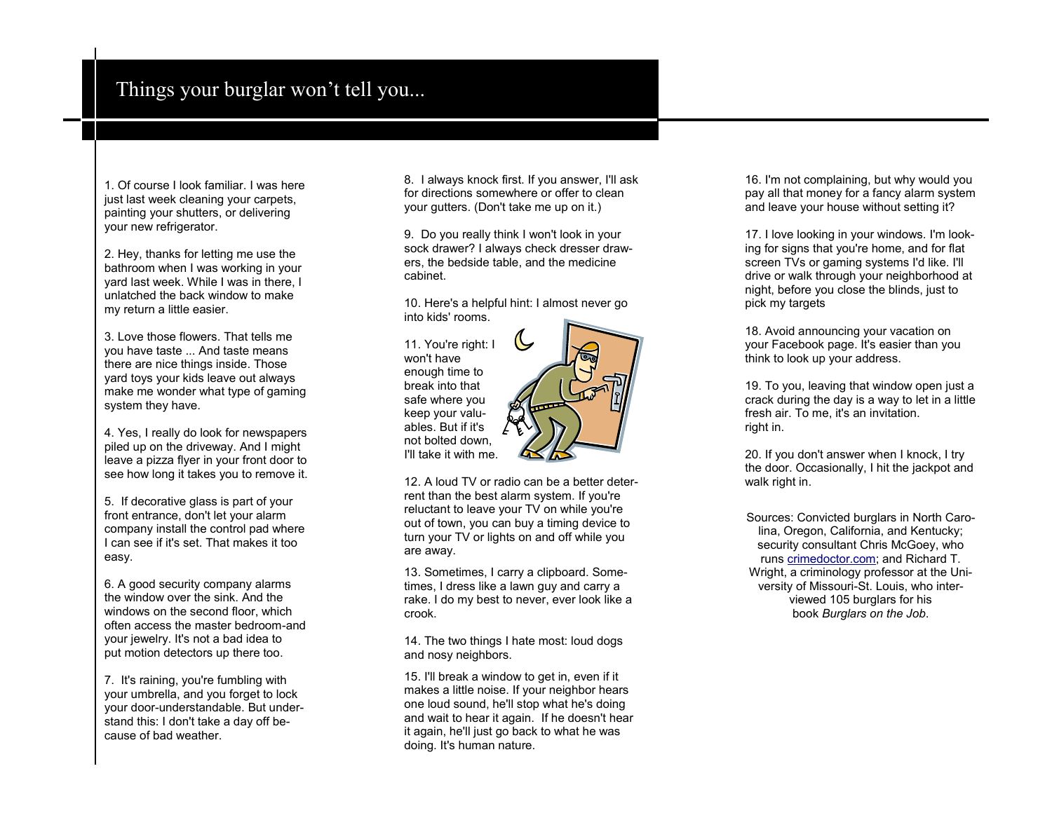# Things your burglar won't tell you...

1. Of course I look familiar. I was here just last week cleaning your carpets, painting your shutters, or delivering your new refrigerator.

2. Hey, thanks for letting me use the bathroom when I was working in your yard last week. While I was in there, I unlatched the back window to make my return a little easier.

3. Love those flowers. That tells me you have taste ... And taste means there are nice things inside. Those yard toys your kids leave out always make me wonder what type of gaming system they have.

4. Yes, I really do look for newspapers piled up on the driveway. And I might leave a pizza flyer in your front door to see how long it takes you to remove it.

5. If decorative glass is part of your front entrance, don't let your alarm company install the control pad where I can see if it's set. That makes it too easy.

6. A good security company alarms the window over the sink. And the windows on the second floor, which often access the master bedroom-and your jewelry. It's not a bad idea to put motion detectors up there too.

7. It's raining, you're fumbling with your umbrella, and you forget to lock your door-understandable. But understand this: I don't take a day off because of bad weather.

8. I always knock first. If you answer, I'll ask for directions somewhere or offer to clean your gutters. (Don't take me up on it.)

9. Do you really think I won't look in your sock drawer? I always check dresser drawers, the bedside table, and the medicine cabinet.

10. Here's a helpful hint: I almost never go into kids' rooms.

11. You're right: I won't have enough time to break into that safe where you keep your valuables. But if it's not bolted down, I'll take it with me.

12. A loud TV or radio can be a better deterrent than the best alarm system. If you're reluctant to leave your TV on while you're out of town, you can buy a timing device to turn your TV or lights on and off while you are away.

13. Sometimes, I carry a clipboard. Sometimes, I dress like a lawn guy and carry a rake. I do my best to never, ever look like a crook.

14. The two things I hate most: loud dogs and nosy neighbors.

15. I'll break a window to get in, even if it makes a little noise. If your neighbor hears one loud sound, he'll stop what he's doing and wait to hear it again. If he doesn't hear it again, he'll just go back to what he was doing. It's human nature.

16. I'm not complaining, but why would you pay all that money for a fancy alarm system and leave your house without setting it?

17. I love looking in your windows. I'm looking for signs that you're home, and for flat screen TVs or gaming systems I'd like. I'll drive or walk through your neighborhood at night, before you close the blinds, just to pick my targets

18. Avoid announcing your vacation on your Facebook page. It's easier than you think to look up your address.

19. To you, leaving that window open just a crack during the day is a way to let in a little fresh air. To me, it's an invitation. right in.

20. If you don't answer when I knock, I try the door. Occasionally, I hit the jackpot and walk right in.

Sources: Convicted burglars in North Carolina, Oregon, California, and Kentucky; security consultant Chris McGoey, who runs crimedoctor.com; and Richard T. Wright, a criminology professor at the University of Missouri-St. Louis, who interviewed 105 burglars for his book *Burglars on the Job*.